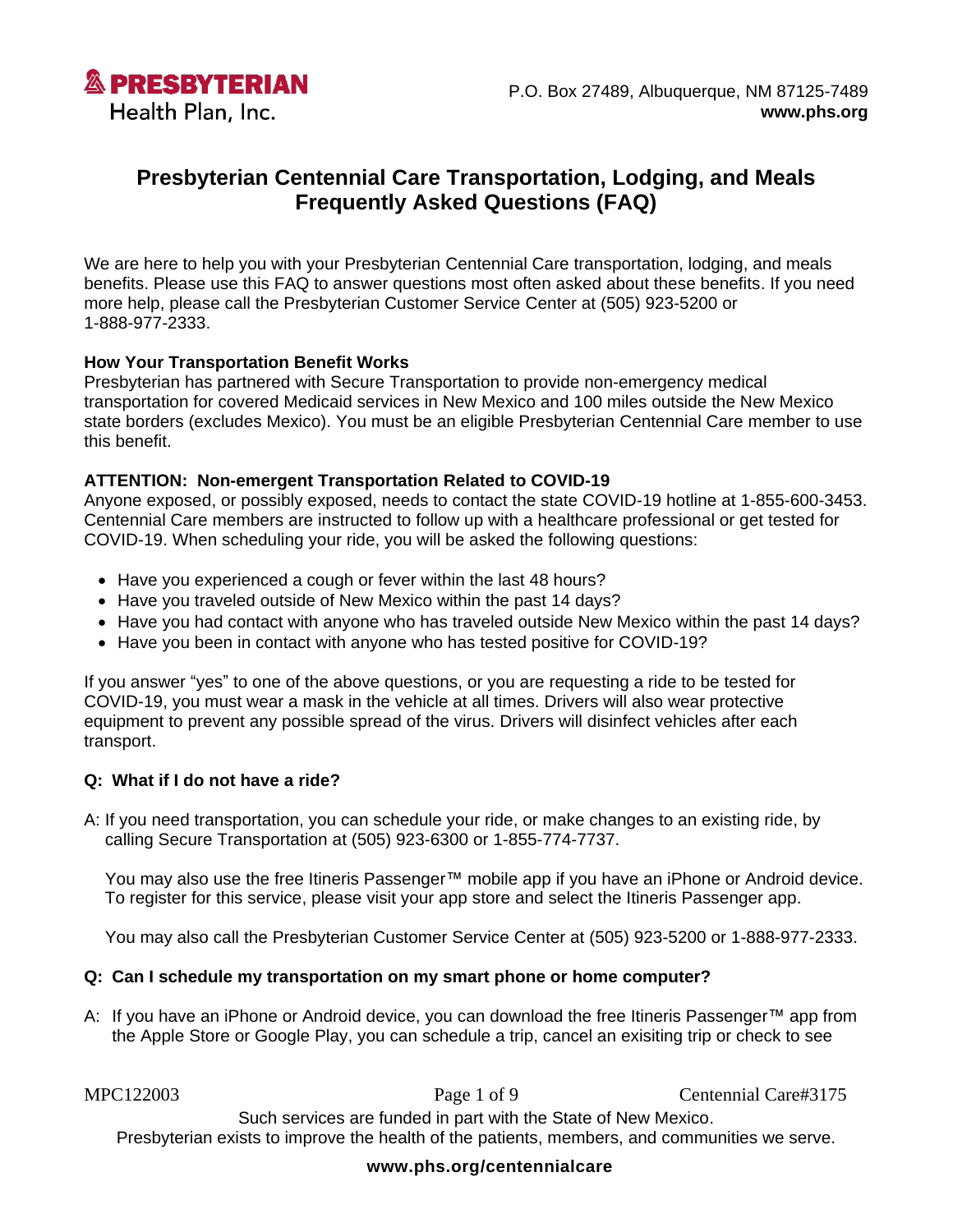**PRESBYTERIAN**
Health Plan, Inc.

P.O. Box 27489, Albuquerque, NM 87125-7489
**www.phs.org**

# Presbyterian Centennial Care Transportation, Lodging, and Meals Frequently Asked Questions (FAQ)

We are here to help you with your Presbyterian Centennial Care transportation, lodging, and meals benefits. Please use this FAQ to answer questions most often asked about these benefits. If you need more help, please call the Presbyterian Customer Service Center at (505) 923-5200 or 1-888-977-2333.

**How Your Transportation Benefit Works**
Presbyterian has partnered with Secure Transportation to provide non-emergency medical transportation for covered Medicaid services in New Mexico and 100 miles outside the New Mexico state borders (excludes Mexico). You must be an eligible Presbyterian Centennial Care member to use this benefit.

**ATTENTION: Non-emergent Transportation Related to COVID-19**
Anyone exposed, or possibly exposed, needs to contact the state COVID-19 hotline at 1-855-600-3453. Centennial Care members are instructed to follow up with a healthcare professional or get tested for COVID-19. When scheduling your ride, you will be asked the following questions:

- Have you experienced a cough or fever within the last 48 hours?
- Have you traveled outside of New Mexico within the past 14 days?
- Have you had contact with anyone who has traveled outside New Mexico within the past 14 days?
- Have you been in contact with anyone who has tested positive for COVID-19?

If you answer "yes" to one of the above questions, or you are requesting a ride to be tested for COVID-19, you must wear a mask in the vehicle at all times. Drivers will also wear protective equipment to prevent any possible spread of the virus. Drivers will disinfect vehicles after each transport.

**Q: What if I do not have a ride?**

A: If you need transportation, you can schedule your ride, or make changes to an existing ride, by calling Secure Transportation at (505) 923-6300 or 1-855-774-7737.

You may also use the free Itineris Passenger™ mobile app if you have an iPhone or Android device. To register for this service, please visit your app store and select the Itineris Passenger app.

You may also call the Presbyterian Customer Service Center at (505) 923-5200 or 1-888-977-2333.

**Q: Can I schedule my transportation on my smart phone or home computer?**

A: If you have an iPhone or Android device, you can download the free Itineris Passenger™ app from the Apple Store or Google Play, you can schedule a trip, cancel an exisiting trip or check to see

MPC122003 Centennial Care#3175

Such services are funded in part with the State of New Mexico.
Presbyterian exists to improve the health of the patients, members, and communities we serve.

**www.phs.org/centennialcare**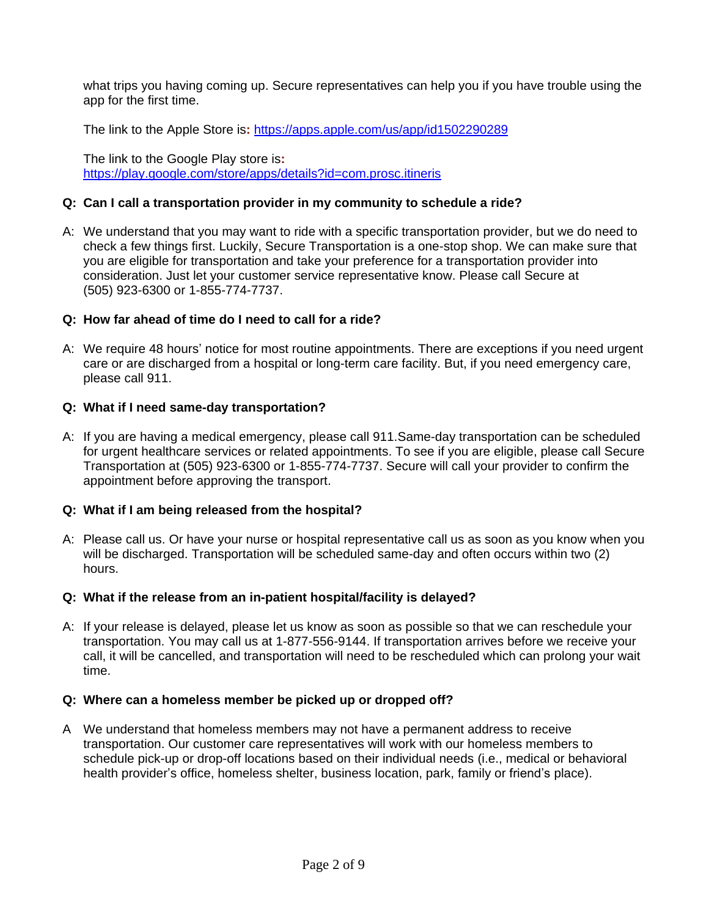what trips you having coming up. Secure representatives can help you if you have trouble using the app for the first time.

The link to the Apple Store is: https://apps.apple.com/us/app/id1502290289

The link to the Google Play store is: https://play.google.com/store/apps/details?id=com.prosc.itineris

**Q: Can I call a transportation provider in my community to schedule a ride?**

A: We understand that you may want to ride with a specific transportation provider, but we do need to check a few things first. Luckily, Secure Transportation is a one-stop shop. We can make sure that you are eligible for transportation and take your preference for a transportation provider into consideration. Just let your customer service representative know. Please call Secure at (505) 923-6300 or 1-855-774-7737.

**Q: How far ahead of time do I need to call for a ride?**

A: We require 48 hours' notice for most routine appointments. There are exceptions if you need urgent care or are discharged from a hospital or long-term care facility. But, if you need emergency care, please call 911.

**Q: What if I need same-day transportation?**

A: If you are having a medical emergency, please call 911.Same-day transportation can be scheduled for urgent healthcare services or related appointments. To see if you are eligible, please call Secure Transportation at (505) 923-6300 or 1-855-774-7737. Secure will call your provider to confirm the appointment before approving the transport.

**Q: What if I am being released from the hospital?**

A: Please call us. Or have your nurse or hospital representative call us as soon as you know when you will be discharged. Transportation will be scheduled same-day and often occurs within two (2) hours.

**Q: What if the release from an in-patient hospital/facility is delayed?**

A: If your release is delayed, please let us know as soon as possible so that we can reschedule your transportation. You may call us at 1-877-556-9144. If transportation arrives before we receive your call, it will be cancelled, and transportation will need to be rescheduled which can prolong your wait time.

**Q: Where can a homeless member be picked up or dropped off?**

A We understand that homeless members may not have a permanent address to receive transportation. Our customer care representatives will work with our homeless members to schedule pick-up or drop-off locations based on their individual needs (i.e., medical or behavioral health provider's office, homeless shelter, business location, park, family or friend's place).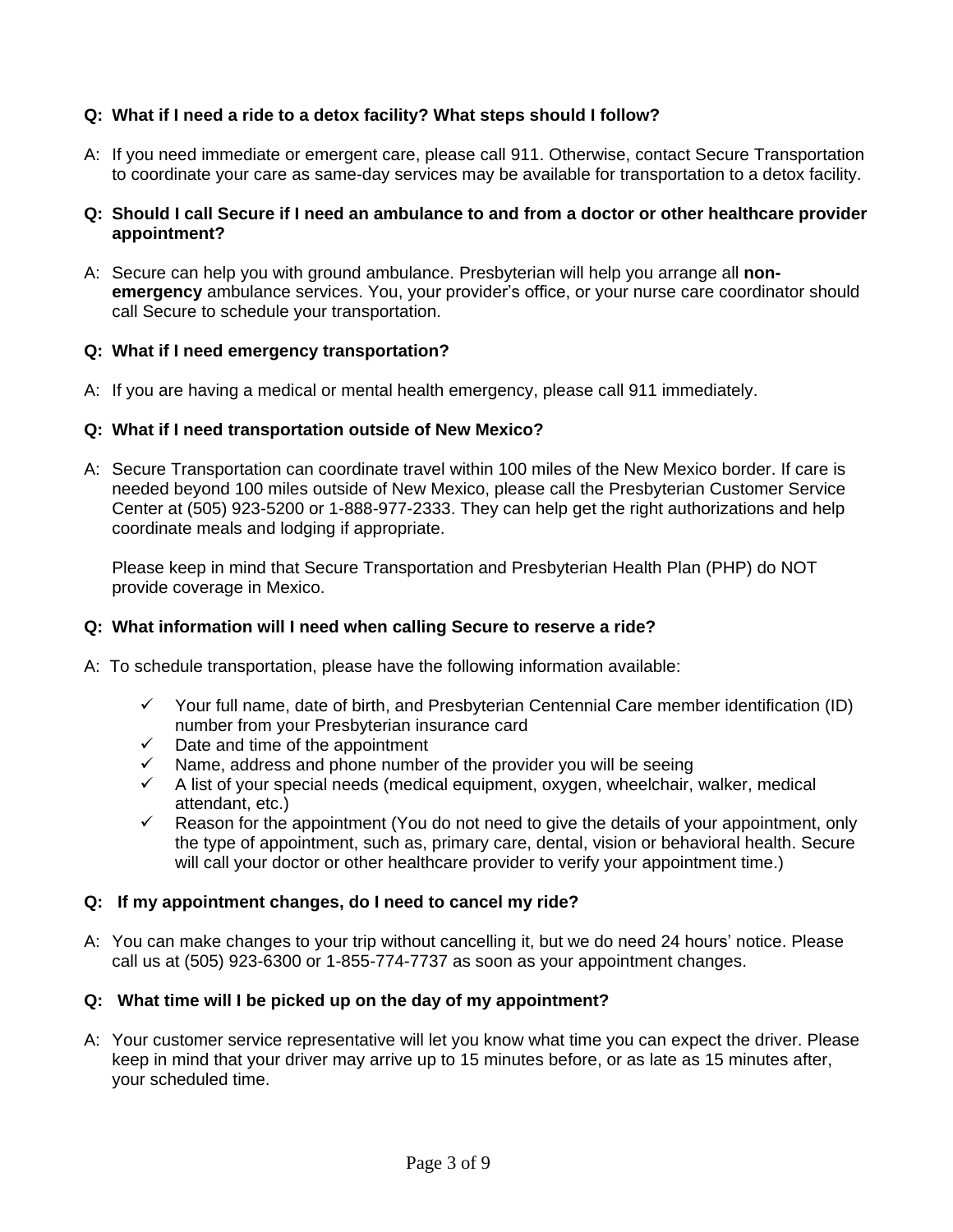**Q: What if I need a ride to a detox facility? What steps should I follow?**

A: If you need immediate or emergent care, please call 911. Otherwise, contact Secure Transportation to coordinate your care as same-day services may be available for transportation to a detox facility.

**Q: Should I call Secure if I need an ambulance to and from a doctor or other healthcare provider appointment?**

A: Secure can help you with ground ambulance. Presbyterian will help you arrange all **non-emergency** ambulance services. You, your provider's office, or your nurse care coordinator should call Secure to schedule your transportation.

**Q: What if I need emergency transportation?**

A: If you are having a medical or mental health emergency, please call 911 immediately.

**Q: What if I need transportation outside of New Mexico?**

A: Secure Transportation can coordinate travel within 100 miles of the New Mexico border. If care is needed beyond 100 miles outside of New Mexico, please call the Presbyterian Customer Service Center at (505) 923-5200 or 1-888-977-2333. They can help get the right authorizations and help coordinate meals and lodging if appropriate.

Please keep in mind that Secure Transportation and Presbyterian Health Plan (PHP) do NOT provide coverage in Mexico.

**Q: What information will I need when calling Secure to reserve a ride?**

A: To schedule transportation, please have the following information available:

- ✓ Your full name, date of birth, and Presbyterian Centennial Care member identification (ID) number from your Presbyterian insurance card
- ✓ Date and time of the appointment
- ✓ Name, address and phone number of the provider you will be seeing
- ✓ A list of your special needs (medical equipment, oxygen, wheelchair, walker, medical attendant, etc.)
- ✓ Reason for the appointment (You do not need to give the details of your appointment, only the type of appointment, such as, primary care, dental, vision or behavioral health. Secure will call your doctor or other healthcare provider to verify your appointment time.)

**Q: If my appointment changes, do I need to cancel my ride?**

A: You can make changes to your trip without cancelling it, but we do need 24 hours' notice. Please call us at (505) 923-6300 or 1-855-774-7737 as soon as your appointment changes.

**Q: What time will I be picked up on the day of my appointment?**

A: Your customer service representative will let you know what time you can expect the driver. Please keep in mind that your driver may arrive up to 15 minutes before, or as late as 15 minutes after, your scheduled time.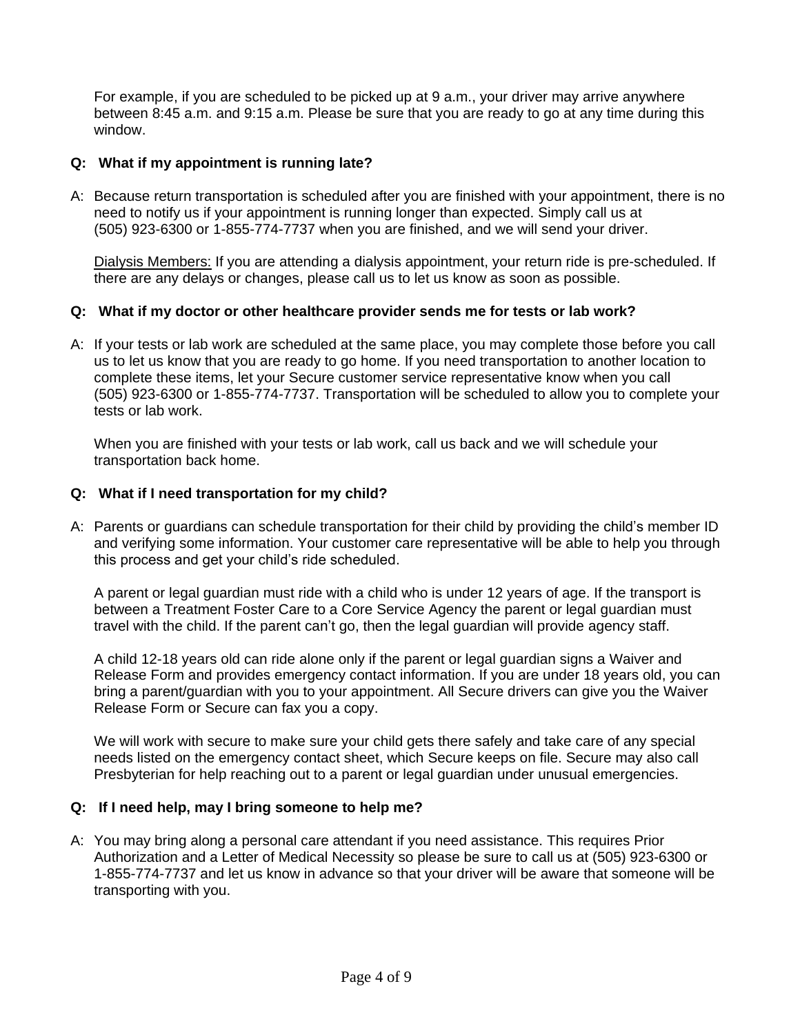For example, if you are scheduled to be picked up at 9 a.m., your driver may arrive anywhere between 8:45 a.m. and 9:15 a.m. Please be sure that you are ready to go at any time during this window.

**Q: What if my appointment is running late?**

A: Because return transportation is scheduled after you are finished with your appointment, there is no need to notify us if your appointment is running longer than expected. Simply call us at (505) 923-6300 or 1-855-774-7737 when you are finished, and we will send your driver.

Dialysis Members: If you are attending a dialysis appointment, your return ride is pre-scheduled. If there are any delays or changes, please call us to let us know as soon as possible.

**Q: What if my doctor or other healthcare provider sends me for tests or lab work?**

A: If your tests or lab work are scheduled at the same place, you may complete those before you call us to let us know that you are ready to go home. If you need transportation to another location to complete these items, let your Secure customer service representative know when you call (505) 923-6300 or 1-855-774-7737. Transportation will be scheduled to allow you to complete your tests or lab work.

When you are finished with your tests or lab work, call us back and we will schedule your transportation back home.

**Q: What if I need transportation for my child?**

A: Parents or guardians can schedule transportation for their child by providing the child's member ID and verifying some information. Your customer care representative will be able to help you through this process and get your child's ride scheduled.

A parent or legal guardian must ride with a child who is under 12 years of age. If the transport is between a Treatment Foster Care to a Core Service Agency the parent or legal guardian must travel with the child. If the parent can't go, then the legal guardian will provide agency staff.

A child 12-18 years old can ride alone only if the parent or legal guardian signs a Waiver and Release Form and provides emergency contact information. If you are under 18 years old, you can bring a parent/guardian with you to your appointment. All Secure drivers can give you the Waiver Release Form or Secure can fax you a copy.

We will work with secure to make sure your child gets there safely and take care of any special needs listed on the emergency contact sheet, which Secure keeps on file. Secure may also call Presbyterian for help reaching out to a parent or legal guardian under unusual emergencies.

**Q: If I need help, may I bring someone to help me?**

A: You may bring along a personal care attendant if you need assistance. This requires Prior Authorization and a Letter of Medical Necessity so please be sure to call us at (505) 923-6300 or 1-855-774-7737 and let us know in advance so that your driver will be aware that someone will be transporting with you.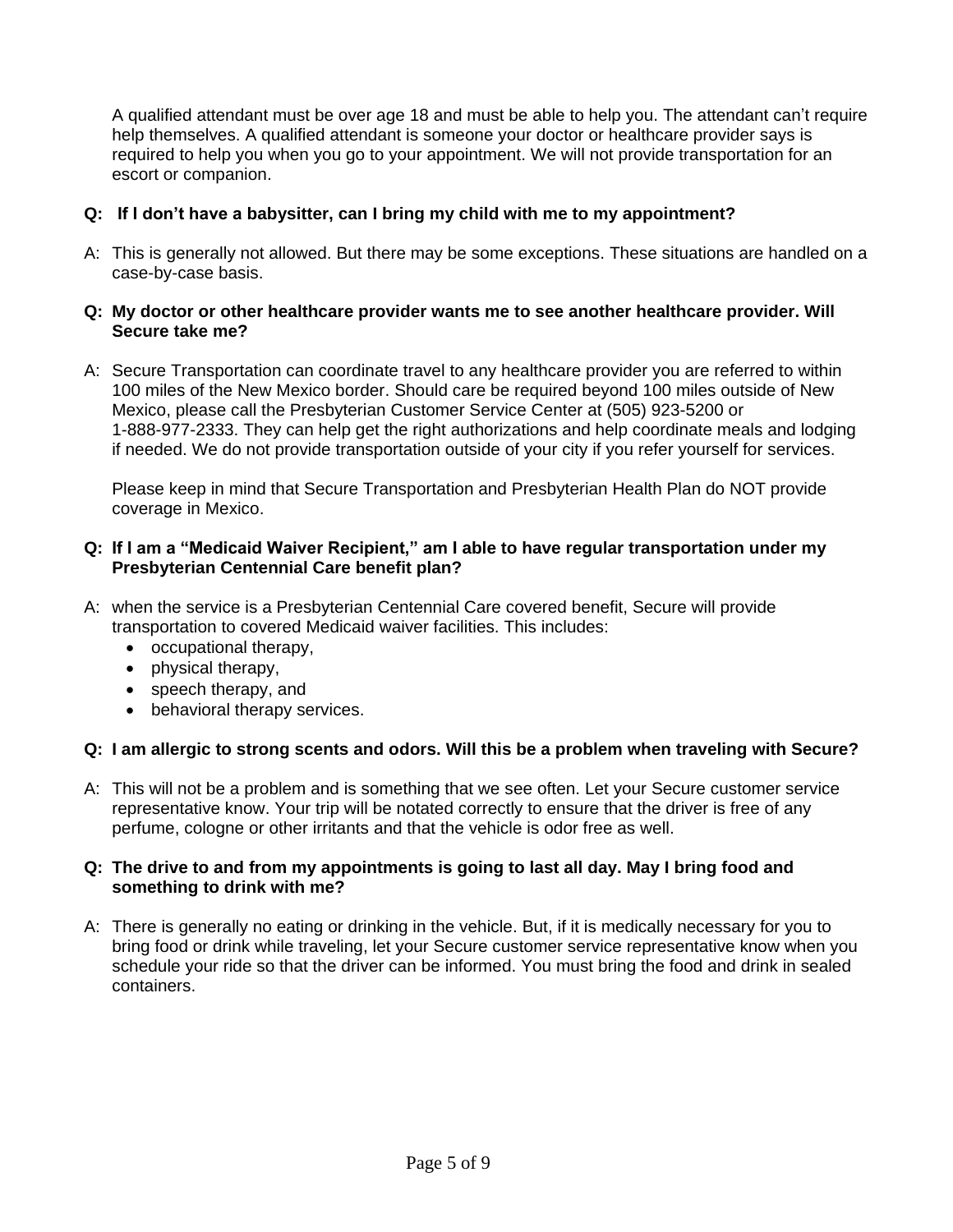A qualified attendant must be over age 18 and must be able to help you. The attendant can't require help themselves. A qualified attendant is someone your doctor or healthcare provider says is required to help you when you go to your appointment. We will not provide transportation for an escort or companion.

**Q: If I don't have a babysitter, can I bring my child with me to my appointment?**

A: This is generally not allowed. But there may be some exceptions. These situations are handled on a case-by-case basis.

**Q: My doctor or other healthcare provider wants me to see another healthcare provider. Will Secure take me?**

A: Secure Transportation can coordinate travel to any healthcare provider you are referred to within 100 miles of the New Mexico border. Should care be required beyond 100 miles outside of New Mexico, please call the Presbyterian Customer Service Center at (505) 923-5200 or 1-888-977-2333. They can help get the right authorizations and help coordinate meals and lodging if needed. We do not provide transportation outside of your city if you refer yourself for services.

Please keep in mind that Secure Transportation and Presbyterian Health Plan do NOT provide coverage in Mexico.

**Q: If I am a "Medicaid Waiver Recipient," am I able to have regular transportation under my Presbyterian Centennial Care benefit plan?**

A: when the service is a Presbyterian Centennial Care covered benefit, Secure will provide transportation to covered Medicaid waiver facilities. This includes:

- occupational therapy,
- physical therapy,
- speech therapy, and
- behavioral therapy services.

**Q: I am allergic to strong scents and odors. Will this be a problem when traveling with Secure?**

A: This will not be a problem and is something that we see often. Let your Secure customer service representative know. Your trip will be notated correctly to ensure that the driver is free of any perfume, cologne or other irritants and that the vehicle is odor free as well.

**Q: The drive to and from my appointments is going to last all day. May I bring food and something to drink with me?**

A: There is generally no eating or drinking in the vehicle. But, if it is medically necessary for you to bring food or drink while traveling, let your Secure customer service representative know when you schedule your ride so that the driver can be informed. You must bring the food and drink in sealed containers.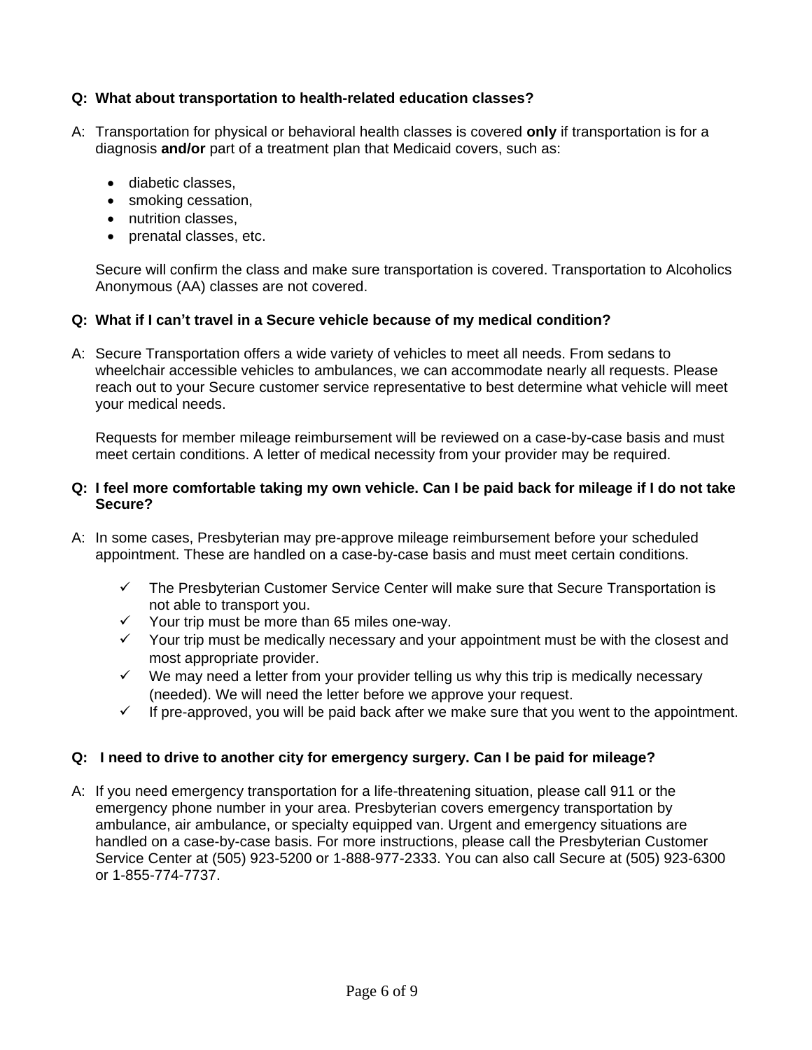**Q: What about transportation to health-related education classes?**

A: Transportation for physical or behavioral health classes is covered **only** if transportation is for a diagnosis **and/or** part of a treatment plan that Medicaid covers, such as:

- diabetic classes,
- smoking cessation,
- nutrition classes,
- prenatal classes, etc.

Secure will confirm the class and make sure transportation is covered. Transportation to Alcoholics Anonymous (AA) classes are not covered.

**Q: What if I can't travel in a Secure vehicle because of my medical condition?**

A: Secure Transportation offers a wide variety of vehicles to meet all needs. From sedans to wheelchair accessible vehicles to ambulances, we can accommodate nearly all requests. Please reach out to your Secure customer service representative to best determine what vehicle will meet your medical needs.

Requests for member mileage reimbursement will be reviewed on a case-by-case basis and must meet certain conditions. A letter of medical necessity from your provider may be required.

**Q: I feel more comfortable taking my own vehicle. Can I be paid back for mileage if I do not take Secure?**

A: In some cases, Presbyterian may pre-approve mileage reimbursement before your scheduled appointment. These are handled on a case-by-case basis and must meet certain conditions.

- ✓ The Presbyterian Customer Service Center will make sure that Secure Transportation is not able to transport you.
- ✓ Your trip must be more than 65 miles one-way.
- ✓ Your trip must be medically necessary and your appointment must be with the closest and most appropriate provider.
- ✓ We may need a letter from your provider telling us why this trip is medically necessary (needed). We will need the letter before we approve your request.
- ✓ If pre-approved, you will be paid back after we make sure that you went to the appointment.

**Q: I need to drive to another city for emergency surgery. Can I be paid for mileage?**

A: If you need emergency transportation for a life-threatening situation, please call 911 or the emergency phone number in your area. Presbyterian covers emergency transportation by ambulance, air ambulance, or specialty equipped van. Urgent and emergency situations are handled on a case-by-case basis. For more instructions, please call the Presbyterian Customer Service Center at (505) 923-5200 or 1-888-977-2333. You can also call Secure at (505) 923-6300 or 1-855-774-7737.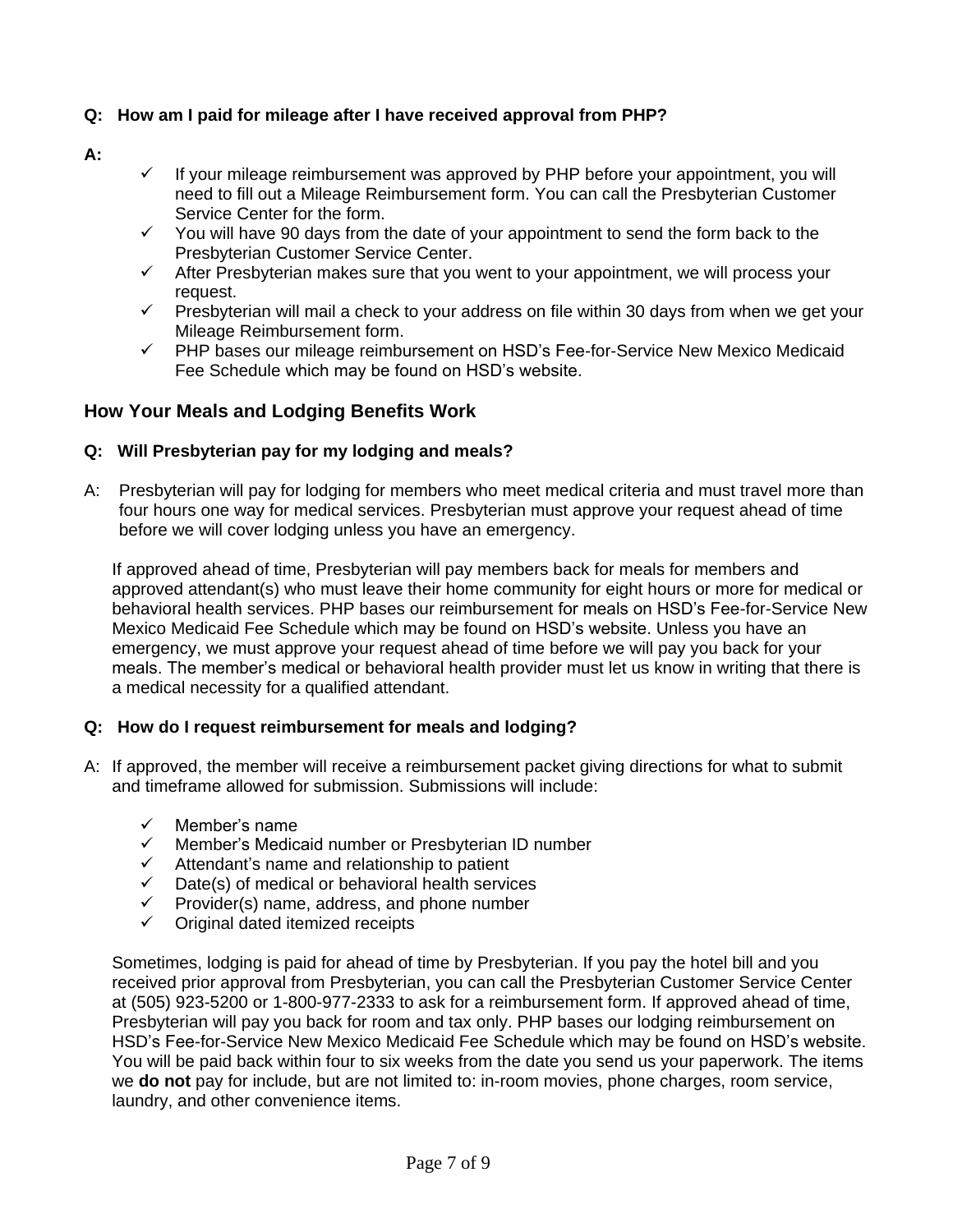**Q: How am I paid for mileage after I have received approval from PHP?**

**A:**

- ✓ If your mileage reimbursement was approved by PHP before your appointment, you will need to fill out a Mileage Reimbursement form. You can call the Presbyterian Customer Service Center for the form.
- ✓ You will have 90 days from the date of your appointment to send the form back to the Presbyterian Customer Service Center.
- ✓ After Presbyterian makes sure that you went to your appointment, we will process your request.
- ✓ Presbyterian will mail a check to your address on file within 30 days from when we get your Mileage Reimbursement form.
- ✓ PHP bases our mileage reimbursement on HSD's Fee-for-Service New Mexico Medicaid Fee Schedule which may be found on HSD's website.

## How Your Meals and Lodging Benefits Work

**Q: Will Presbyterian pay for my lodging and meals?**

A: Presbyterian will pay for lodging for members who meet medical criteria and must travel more than four hours one way for medical services. Presbyterian must approve your request ahead of time before we will cover lodging unless you have an emergency.

If approved ahead of time, Presbyterian will pay members back for meals for members and approved attendant(s) who must leave their home community for eight hours or more for medical or behavioral health services. PHP bases our reimbursement for meals on HSD's Fee-for-Service New Mexico Medicaid Fee Schedule which may be found on HSD's website. Unless you have an emergency, we must approve your request ahead of time before we will pay you back for your meals. The member's medical or behavioral health provider must let us know in writing that there is a medical necessity for a qualified attendant.

**Q: How do I request reimbursement for meals and lodging?**

A: If approved, the member will receive a reimbursement packet giving directions for what to submit and timeframe allowed for submission. Submissions will include:

- ✓ Member's name
- ✓ Member's Medicaid number or Presbyterian ID number
- ✓ Attendant's name and relationship to patient
- ✓ Date(s) of medical or behavioral health services
- ✓ Provider(s) name, address, and phone number
- ✓ Original dated itemized receipts

Sometimes, lodging is paid for ahead of time by Presbyterian. If you pay the hotel bill and you received prior approval from Presbyterian, you can call the Presbyterian Customer Service Center at (505) 923-5200 or 1-800-977-2333 to ask for a reimbursement form. If approved ahead of time, Presbyterian will pay you back for room and tax only. PHP bases our lodging reimbursement on HSD's Fee-for-Service New Mexico Medicaid Fee Schedule which may be found on HSD's website. You will be paid back within four to six weeks from the date you send us your paperwork. The items we **do not** pay for include, but are not limited to: in-room movies, phone charges, room service, laundry, and other convenience items.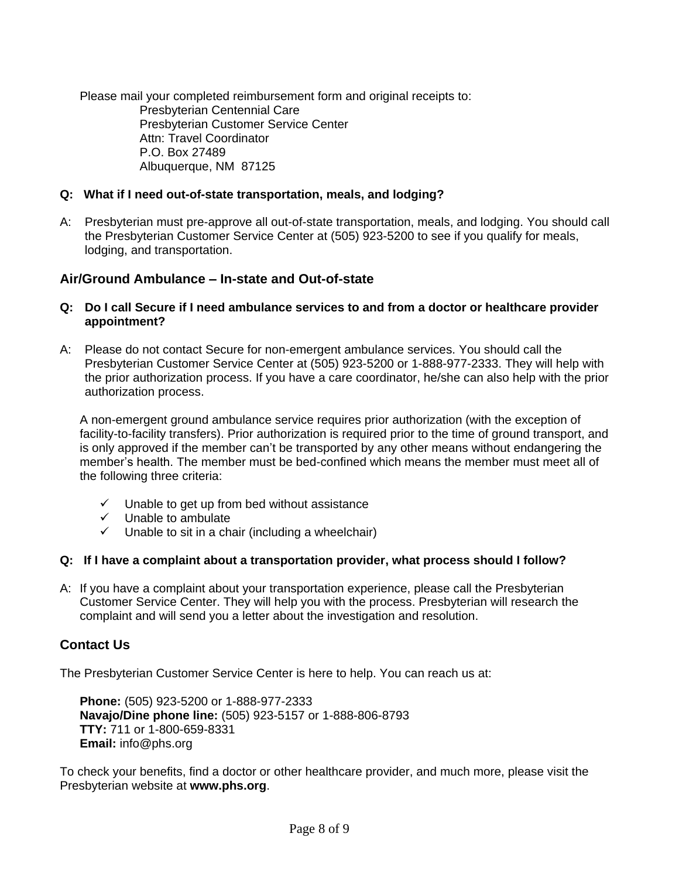Please mail your completed reimbursement form and original receipts to:

Presbyterian Centennial Care
Presbyterian Customer Service Center
Attn: Travel Coordinator
P.O. Box 27489
Albuquerque, NM 87125

**Q: What if I need out-of-state transportation, meals, and lodging?**

A: Presbyterian must pre-approve all out-of-state transportation, meals, and lodging. You should call the Presbyterian Customer Service Center at (505) 923-5200 to see if you qualify for meals, lodging, and transportation.

## Air/Ground Ambulance – In-state and Out-of-state

**Q: Do I call Secure if I need ambulance services to and from a doctor or healthcare provider appointment?**

A: Please do not contact Secure for non-emergent ambulance services. You should call the Presbyterian Customer Service Center at (505) 923-5200 or 1-888-977-2333. They will help with the prior authorization process. If you have a care coordinator, he/she can also help with the prior authorization process.

A non-emergent ground ambulance service requires prior authorization (with the exception of facility-to-facility transfers). Prior authorization is required prior to the time of ground transport, and is only approved if the member can't be transported by any other means without endangering the member's health. The member must be bed-confined which means the member must meet all of the following three criteria:

- ✓ Unable to get up from bed without assistance
- ✓ Unable to ambulate
- ✓ Unable to sit in a chair (including a wheelchair)

**Q: If I have a complaint about a transportation provider, what process should I follow?**

A: If you have a complaint about your transportation experience, please call the Presbyterian Customer Service Center. They will help you with the process. Presbyterian will research the complaint and will send you a letter about the investigation and resolution.

## Contact Us

The Presbyterian Customer Service Center is here to help. You can reach us at:

**Phone:** (505) 923-5200 or 1-888-977-2333
**Navajo/Dine phone line:** (505) 923-5157 or 1-888-806-8793
**TTY:** 711 or 1-800-659-8331
**Email:** info@phs.org

To check your benefits, find a doctor or other healthcare provider, and much more, please visit the Presbyterian website at **www.phs.org**.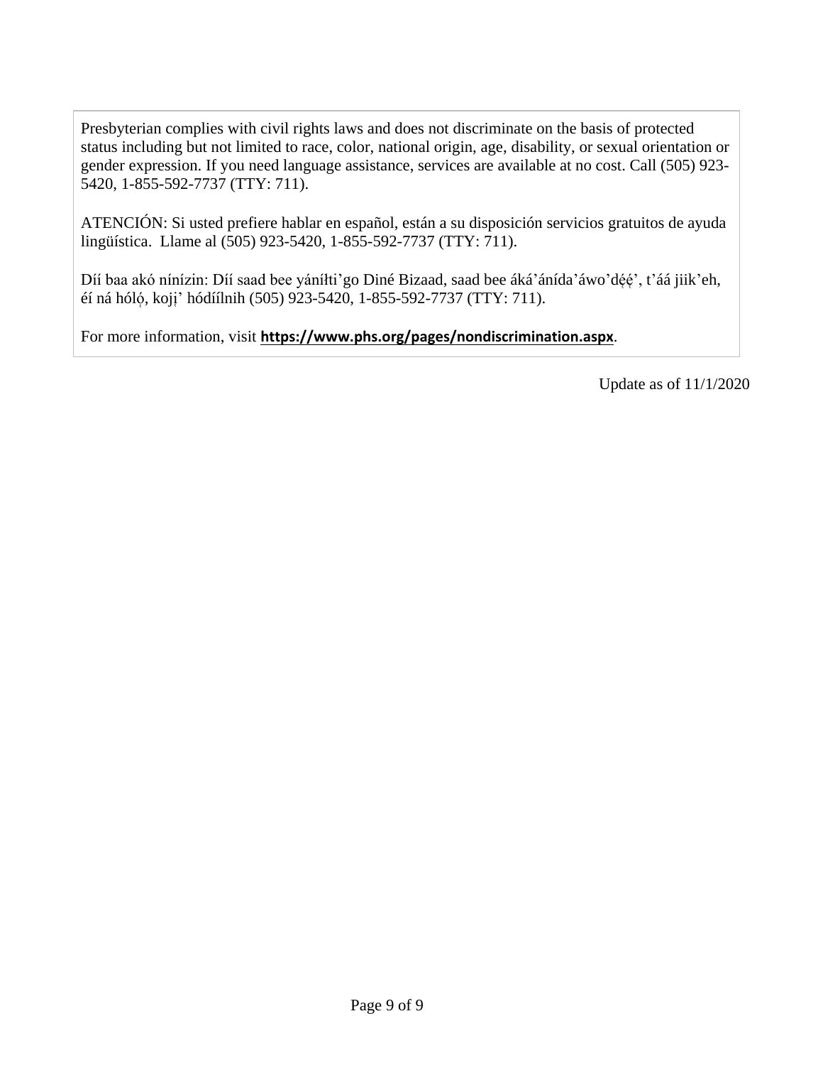Presbyterian complies with civil rights laws and does not discriminate on the basis of protected status including but not limited to race, color, national origin, age, disability, or sexual orientation or gender expression. If you need language assistance, services are available at no cost. Call (505) 923-5420, 1-855-592-7737 (TTY: 711).

ATENCIÓN: Si usted prefiere hablar en español, están a su disposición servicios gratuitos de ayuda lingüística. Llame al (505) 923-5420, 1-855-592-7737 (TTY: 711).

Díí baa akó nínízin: Díí saad bee yáníłti'go Diné Bizaad, saad bee áká'ánída'áwo'dę́ę́', t'áá jiik'eh, éí ná hóló, koji' hódíílnih (505) 923-5420, 1-855-592-7737 (TTY: 711).

For more information, visit **https://www.phs.org/pages/nondiscrimination.aspx**.

Update as of 11/1/2020